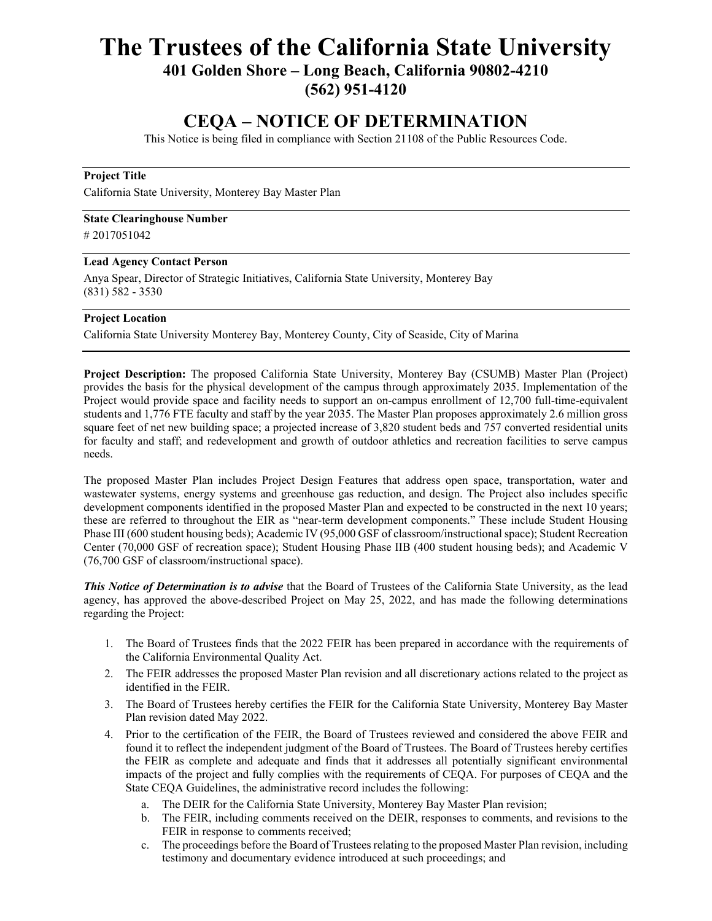# The Trustees of the California State University

## 401 Golden Shore – Long Beach, California 90802-4210

## (562) 951-4120

## CEQA – NOTICE OF DETERMINATION

This Notice is being filed in compliance with Section 21108 of the Public Resources Code.

---

**Project Title**

California State University, Monterey Bay Master Plan

---

**State Clearinghouse Number**

# 2017051042

---

**Lead Agency Contact Person**

Anya Spear, Director of Strategic Initiatives, California State University, Monterey Bay
(831) 582 - 3530

---

**Project Location**

California State University Monterey Bay, Monterey County, City of Seaside, City of Marina

---

**Project Description:** The proposed California State University, Monterey Bay (CSUMB) Master Plan (Project) provides the basis for the physical development of the campus through approximately 2035. Implementation of the Project would provide space and facility needs to support an on-campus enrollment of 12,700 full-time-equivalent students and 1,776 FTE faculty and staff by the year 2035. The Master Plan proposes approximately 2.6 million gross square feet of net new building space; a projected increase of 3,820 student beds and 757 converted residential units for faculty and staff; and redevelopment and growth of outdoor athletics and recreation facilities to serve campus needs.

The proposed Master Plan includes Project Design Features that address open space, transportation, water and wastewater systems, energy systems and greenhouse gas reduction, and design. The Project also includes specific development components identified in the proposed Master Plan and expected to be constructed in the next 10 years; these are referred to throughout the EIR as "near-term development components." These include Student Housing Phase III (600 student housing beds); Academic IV (95,000 GSF of classroom/instructional space); Student Recreation Center (70,000 GSF of recreation space); Student Housing Phase IIB (400 student housing beds); and Academic V (76,700 GSF of classroom/instructional space).

***This Notice of Determination is to advise*** that the Board of Trustees of the California State University, as the lead agency, has approved the above-described Project on May 25, 2022, and has made the following determinations regarding the Project:

1. The Board of Trustees finds that the 2022 FEIR has been prepared in accordance with the requirements of the California Environmental Quality Act.
2. The FEIR addresses the proposed Master Plan revision and all discretionary actions related to the project as identified in the FEIR.
3. The Board of Trustees hereby certifies the FEIR for the California State University, Monterey Bay Master Plan revision dated May 2022.
4. Prior to the certification of the FEIR, the Board of Trustees reviewed and considered the above FEIR and found it to reflect the independent judgment of the Board of Trustees. The Board of Trustees hereby certifies the FEIR as complete and adequate and finds that it addresses all potentially significant environmental impacts of the project and fully complies with the requirements of CEQA. For purposes of CEQA and the State CEQA Guidelines, the administrative record includes the following:
   a. The DEIR for the California State University, Monterey Bay Master Plan revision;
   b. The FEIR, including comments received on the DEIR, responses to comments, and revisions to the FEIR in response to comments received;
   c. The proceedings before the Board of Trustees relating to the proposed Master Plan revision, including testimony and documentary evidence introduced at such proceedings; and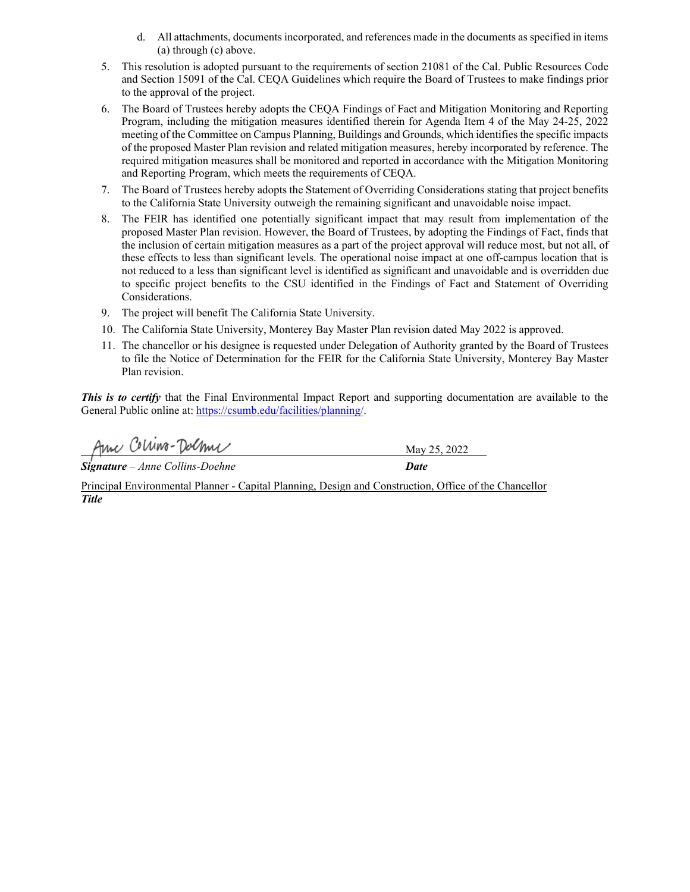d. All attachments, documents incorporated, and references made in the documents as specified in items (a) through (c) above.

5. This resolution is adopted pursuant to the requirements of section 21081 of the Cal. Public Resources Code and Section 15091 of the Cal. CEQA Guidelines which require the Board of Trustees to make findings prior to the approval of the project.
6. The Board of Trustees hereby adopts the CEQA Findings of Fact and Mitigation Monitoring and Reporting Program, including the mitigation measures identified therein for Agenda Item 4 of the May 24-25, 2022 meeting of the Committee on Campus Planning, Buildings and Grounds, which identifies the specific impacts of the proposed Master Plan revision and related mitigation measures, hereby incorporated by reference. The required mitigation measures shall be monitored and reported in accordance with the Mitigation Monitoring and Reporting Program, which meets the requirements of CEQA.
7. The Board of Trustees hereby adopts the Statement of Overriding Considerations stating that project benefits to the California State University outweigh the remaining significant and unavoidable noise impact.
8. The FEIR has identified one potentially significant impact that may result from implementation of the proposed Master Plan revision. However, the Board of Trustees, by adopting the Findings of Fact, finds that the inclusion of certain mitigation measures as a part of the project approval will reduce most, but not all, of these effects to less than significant levels. The operational noise impact at one off-campus location that is not reduced to a less than significant level is identified as significant and unavoidable and is overridden due to specific project benefits to the CSU identified in the Findings of Fact and Statement of Overriding Considerations.
9. The project will benefit The California State University.
10. The California State University, Monterey Bay Master Plan revision dated May 2022 is approved.
11. The chancellor or his designee is requested under Delegation of Authority granted by the Board of Trustees to file the Notice of Determination for the FEIR for the California State University, Monterey Bay Master Plan revision.

***This is to certify*** that the Final Environmental Impact Report and supporting documentation are available to the General Public online at: https://csumb.edu/facilities/planning/.

Anne Collins-Doehne — May 25, 2022

***Signature*** – *Anne Collins-Doehne* — ***Date***

Principal Environmental Planner - Capital Planning, Design and Construction, Office of the Chancellor
***Title***